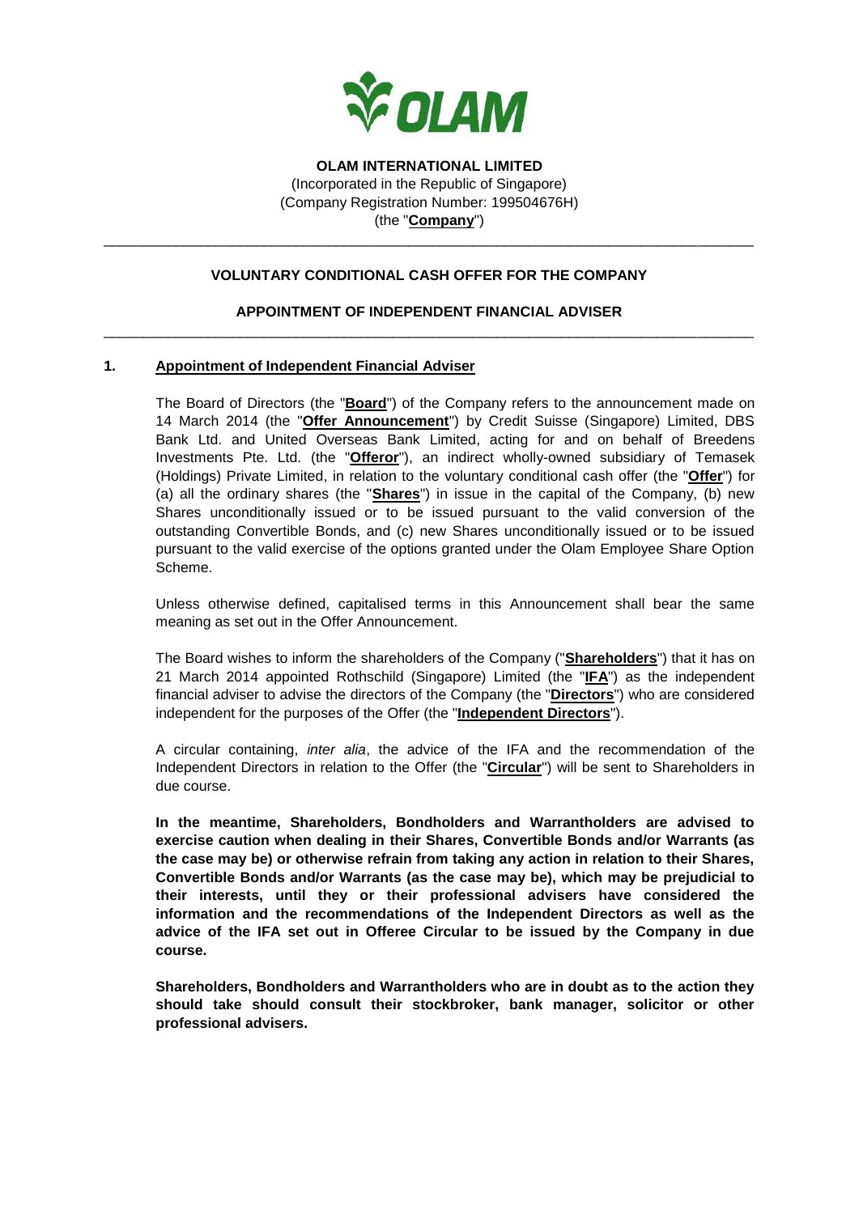**OLAM INTERNATIONAL LIMITED**
(Incorporated in the Republic of Singapore)
(Company Registration Number: 199504676H)
(the "**Company**")

---

**VOLUNTARY CONDITIONAL CASH OFFER FOR THE COMPANY**

**APPOINTMENT OF INDEPENDENT FINANCIAL ADVISER**

---

## 1. Appointment of Independent Financial Adviser

The Board of Directors (the "**Board**") of the Company refers to the announcement made on 14 March 2014 (the "**Offer Announcement**") by Credit Suisse (Singapore) Limited, DBS Bank Ltd. and United Overseas Bank Limited, acting for and on behalf of Breedens Investments Pte. Ltd. (the "**Offeror**"), an indirect wholly-owned subsidiary of Temasek (Holdings) Private Limited, in relation to the voluntary conditional cash offer (the "**Offer**") for (a) all the ordinary shares (the "**Shares**") in issue in the capital of the Company, (b) new Shares unconditionally issued or to be issued pursuant to the valid conversion of the outstanding Convertible Bonds, and (c) new Shares unconditionally issued or to be issued pursuant to the valid exercise of the options granted under the Olam Employee Share Option Scheme.

Unless otherwise defined, capitalised terms in this Announcement shall bear the same meaning as set out in the Offer Announcement.

The Board wishes to inform the shareholders of the Company ("**Shareholders**") that it has on 21 March 2014 appointed Rothschild (Singapore) Limited (the "**IFA**") as the independent financial adviser to advise the directors of the Company (the "**Directors**") who are considered independent for the purposes of the Offer (the "**Independent Directors**").

A circular containing, *inter alia*, the advice of the IFA and the recommendation of the Independent Directors in relation to the Offer (the "**Circular**") will be sent to Shareholders in due course.

**In the meantime, Shareholders, Bondholders and Warrantholders are advised to exercise caution when dealing in their Shares, Convertible Bonds and/or Warrants (as the case may be) or otherwise refrain from taking any action in relation to their Shares, Convertible Bonds and/or Warrants (as the case may be), which may be prejudicial to their interests, until they or their professional advisers have considered the information and the recommendations of the Independent Directors as well as the advice of the IFA set out in Offeree Circular to be issued by the Company in due course.**

**Shareholders, Bondholders and Warrantholders who are in doubt as to the action they should take should consult their stockbroker, bank manager, solicitor or other professional advisers.**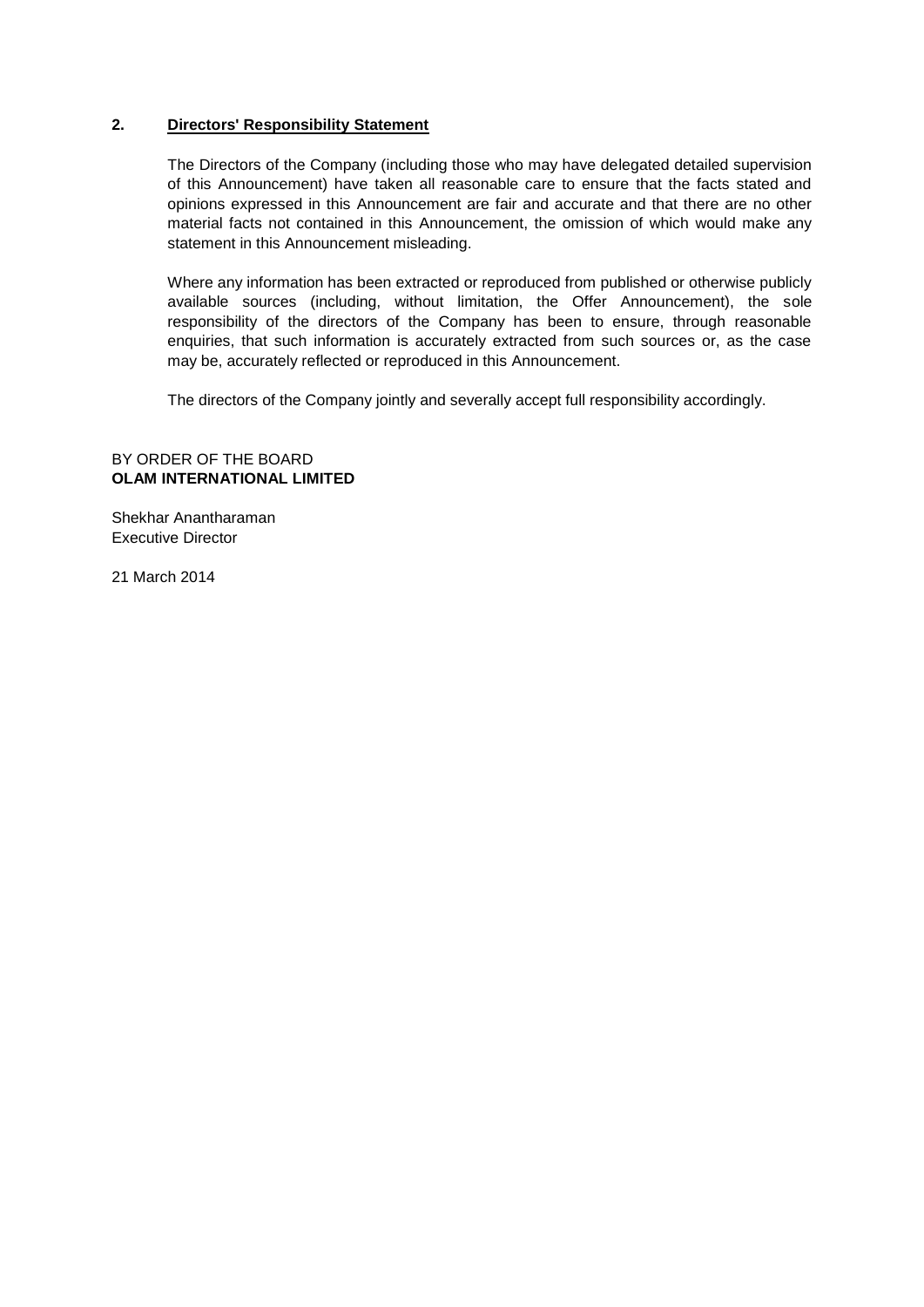## 2. Directors' Responsibility Statement

The Directors of the Company (including those who may have delegated detailed supervision of this Announcement) have taken all reasonable care to ensure that the facts stated and opinions expressed in this Announcement are fair and accurate and that there are no other material facts not contained in this Announcement, the omission of which would make any statement in this Announcement misleading.

Where any information has been extracted or reproduced from published or otherwise publicly available sources (including, without limitation, the Offer Announcement), the sole responsibility of the directors of the Company has been to ensure, through reasonable enquiries, that such information is accurately extracted from such sources or, as the case may be, accurately reflected or reproduced in this Announcement.

The directors of the Company jointly and severally accept full responsibility accordingly.

BY ORDER OF THE BOARD
**OLAM INTERNATIONAL LIMITED**

Shekhar Anantharaman
Executive Director

21 March 2014